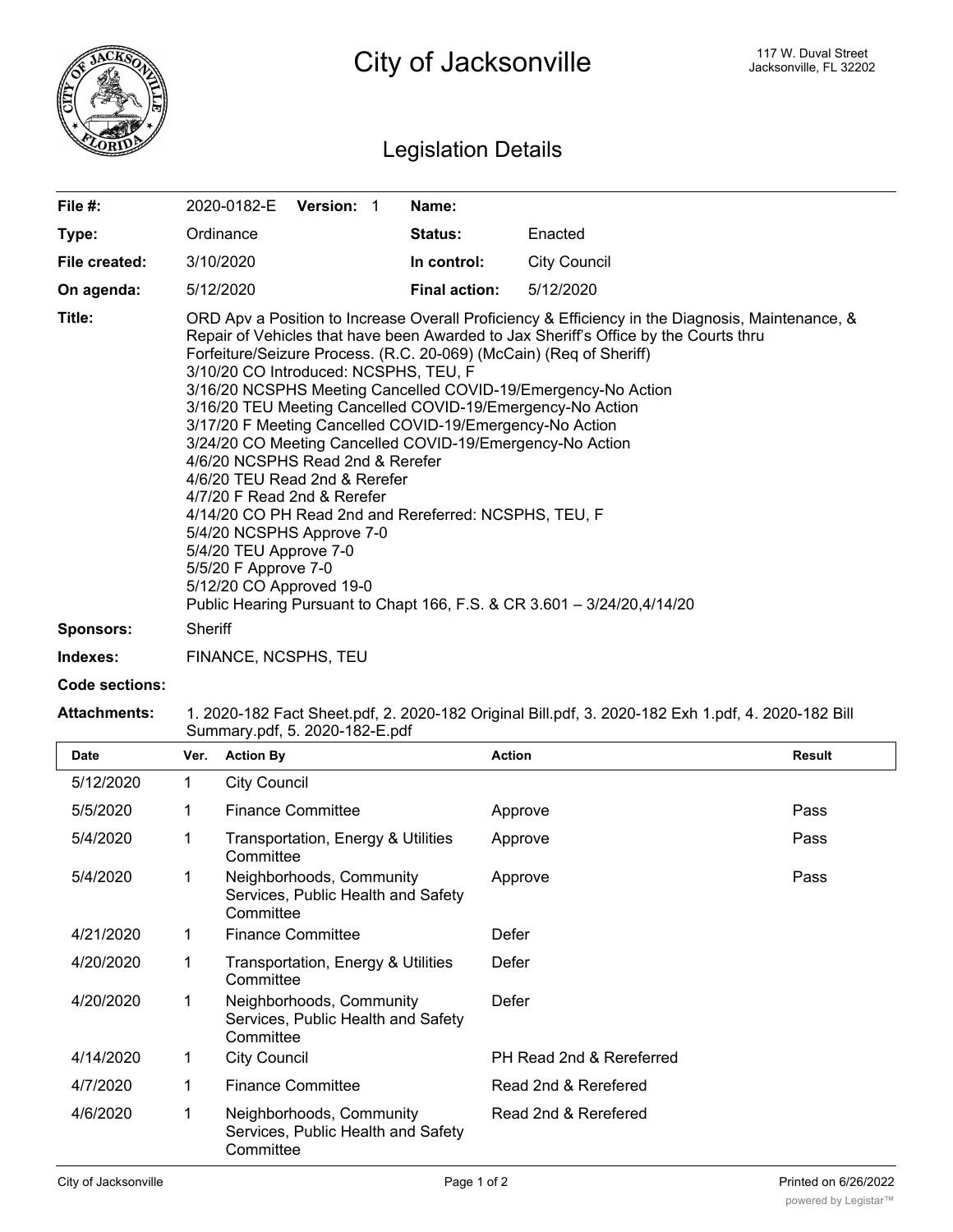# City of Jacksonville

117 W. Duval Street
Jacksonville, FL 32202

## Legislation Details

| | | | |
|---|---|---|---|
| **File #:** | 2020-0182-E **Version:** 1 | **Name:** | |
| **Type:** | Ordinance | **Status:** | Enacted |
| **File created:** | 3/10/2020 | **In control:** | City Council |
| **On agenda:** | 5/12/2020 | **Final action:** | 5/12/2020 |

**Title:** ORD Apv a Position to Increase Overall Proficiency & Efficiency in the Diagnosis, Maintenance, & Repair of Vehicles that have been Awarded to Jax Sheriff's Office by the Courts thru Forfeiture/Seizure Process. (R.C. 20-069) (McCain) (Req of Sheriff)
3/10/20 CO Introduced: NCSPHS, TEU, F
3/16/20 NCSPHS Meeting Cancelled COVID-19/Emergency-No Action
3/16/20 TEU Meeting Cancelled COVID-19/Emergency-No Action
3/17/20 F Meeting Cancelled COVID-19/Emergency-No Action
3/24/20 CO Meeting Cancelled COVID-19/Emergency-No Action
4/6/20 NCSPHS Read 2nd & Rerefer
4/6/20 TEU Read 2nd & Rerefer
4/7/20 F Read 2nd & Rerefer
4/14/20 CO PH Read 2nd and Rereferred: NCSPHS, TEU, F
5/4/20 NCSPHS Approve 7-0
5/4/20 TEU Approve 7-0
5/5/20 F Approve 7-0
5/12/20 CO Approved 19-0
Public Hearing Pursuant to Chapt 166, F.S. & CR 3.601 – 3/24/20,4/14/20

**Sponsors:** Sheriff

**Indexes:** FINANCE, NCSPHS, TEU

**Code sections:**

**Attachments:** 1. 2020-182 Fact Sheet.pdf, 2. 2020-182 Original Bill.pdf, 3. 2020-182 Exh 1.pdf, 4. 2020-182 Bill Summary.pdf, 5. 2020-182-E.pdf

| Date | Ver. | Action By | Action | Result |
|---|---|---|---|---|
| 5/12/2020 | 1 | City Council | | |
| 5/5/2020 | 1 | Finance Committee | Approve | Pass |
| 5/4/2020 | 1 | Transportation, Energy & Utilities Committee | Approve | Pass |
| 5/4/2020 | 1 | Neighborhoods, Community Services, Public Health and Safety Committee | Approve | Pass |
| 4/21/2020 | 1 | Finance Committee | Defer | |
| 4/20/2020 | 1 | Transportation, Energy & Utilities Committee | Defer | |
| 4/20/2020 | 1 | Neighborhoods, Community Services, Public Health and Safety Committee | Defer | |
| 4/14/2020 | 1 | City Council | PH Read 2nd & Rereferred | |
| 4/7/2020 | 1 | Finance Committee | Read 2nd & Rerefered | |
| 4/6/2020 | 1 | Neighborhoods, Community Services, Public Health and Safety Committee | Read 2nd & Rerefered | |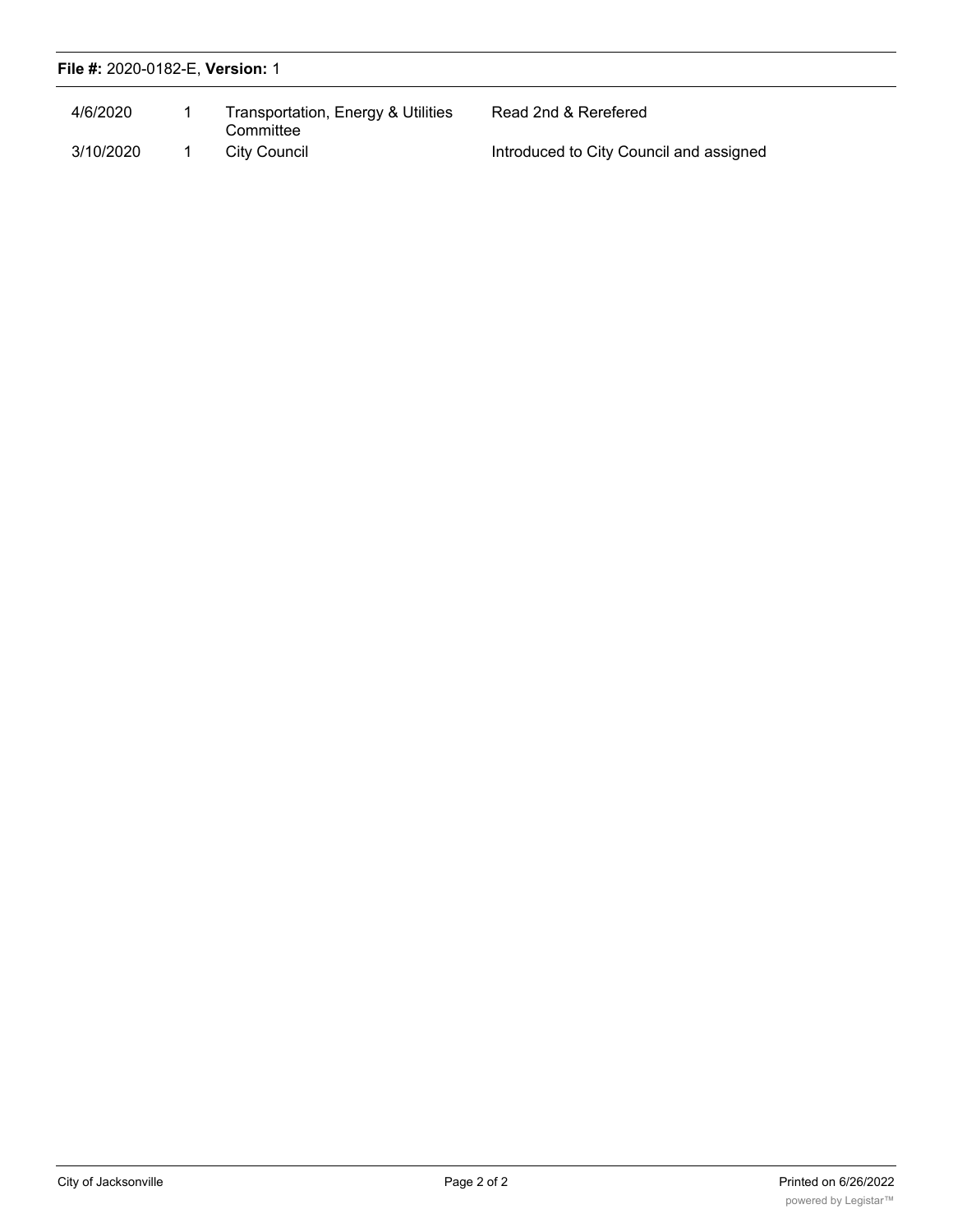**File #:** 2020-0182-E, **Version:** 1

| | | | |
|---|---|---|---|
| 4/6/2020 | 1 | Transportation, Energy & Utilities Committee | Read 2nd & Rerefered |
| 3/10/2020 | 1 | City Council | Introduced to City Council and assigned |